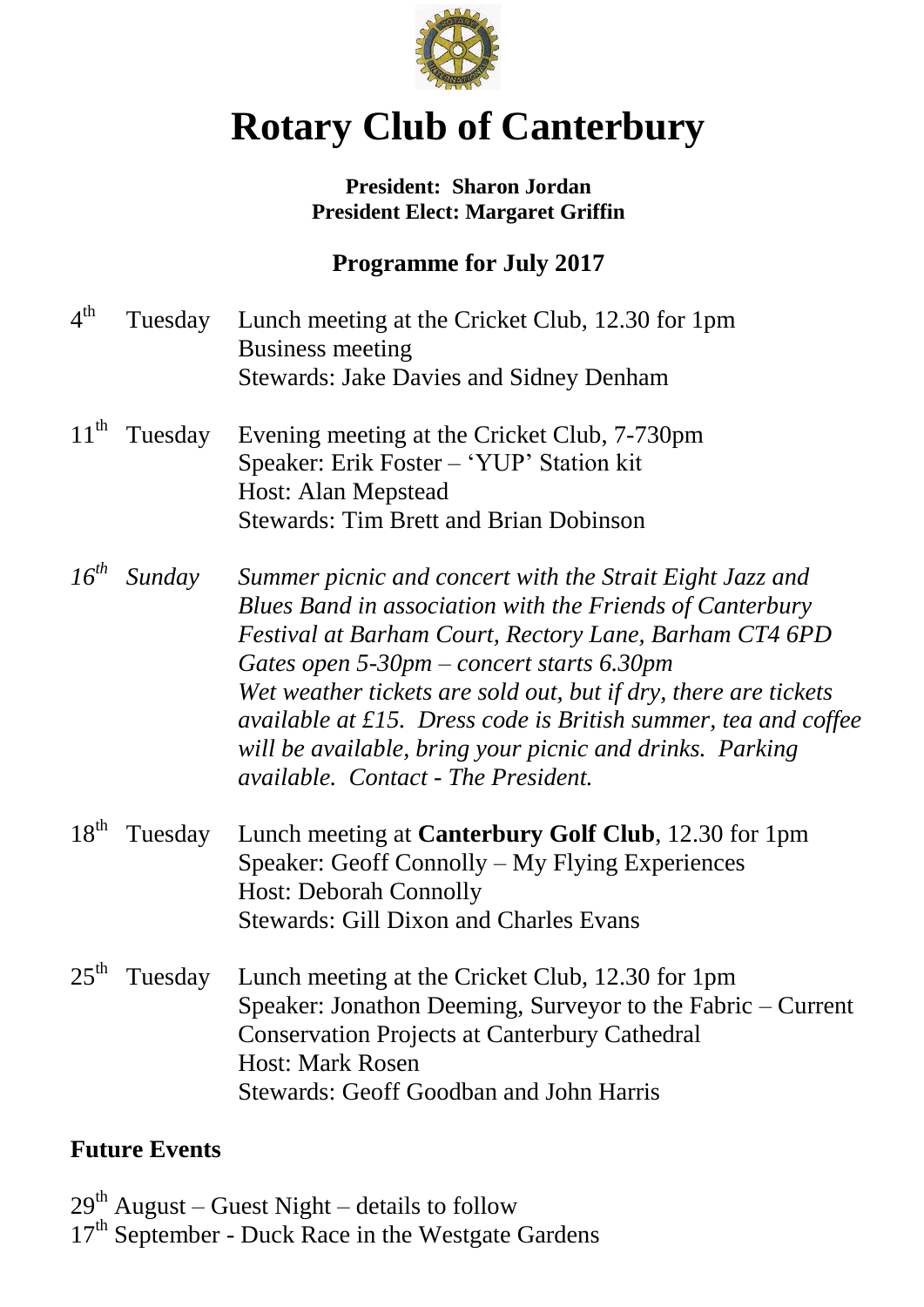# Rotary Club of Canterbury

**President: Sharon Jordan**
**President Elect: Margaret Griffin**

## Programme for July 2017

4th Tuesday — Lunch meeting at the Cricket Club, 12.30 for 1pm
Business meeting
Stewards: Jake Davies and Sidney Denham

11th Tuesday — Evening meeting at the Cricket Club, 7-730pm
Speaker: Erik Foster – 'YUP' Station kit
Host: Alan Mepstead
Stewards: Tim Brett and Brian Dobinson

*16th Sunday — Summer picnic and concert with the Strait Eight Jazz and Blues Band in association with the Friends of Canterbury Festival at Barham Court, Rectory Lane, Barham CT4 6PD*
*Gates open 5-30pm – concert starts 6.30pm*
*Wet weather tickets are sold out, but if dry, there are tickets available at £15. Dress code is British summer, tea and coffee will be available, bring your picnic and drinks. Parking available. Contact - The President.*

18th Tuesday — Lunch meeting at **Canterbury Golf Club**, 12.30 for 1pm
Speaker: Geoff Connolly – My Flying Experiences
Host: Deborah Connolly
Stewards: Gill Dixon and Charles Evans

25th Tuesday — Lunch meeting at the Cricket Club, 12.30 for 1pm
Speaker: Jonathon Deeming, Surveyor to the Fabric – Current Conservation Projects at Canterbury Cathedral
Host: Mark Rosen
Stewards: Geoff Goodban and John Harris

### Future Events

29th August – Guest Night – details to follow
17th September - Duck Race in the Westgate Gardens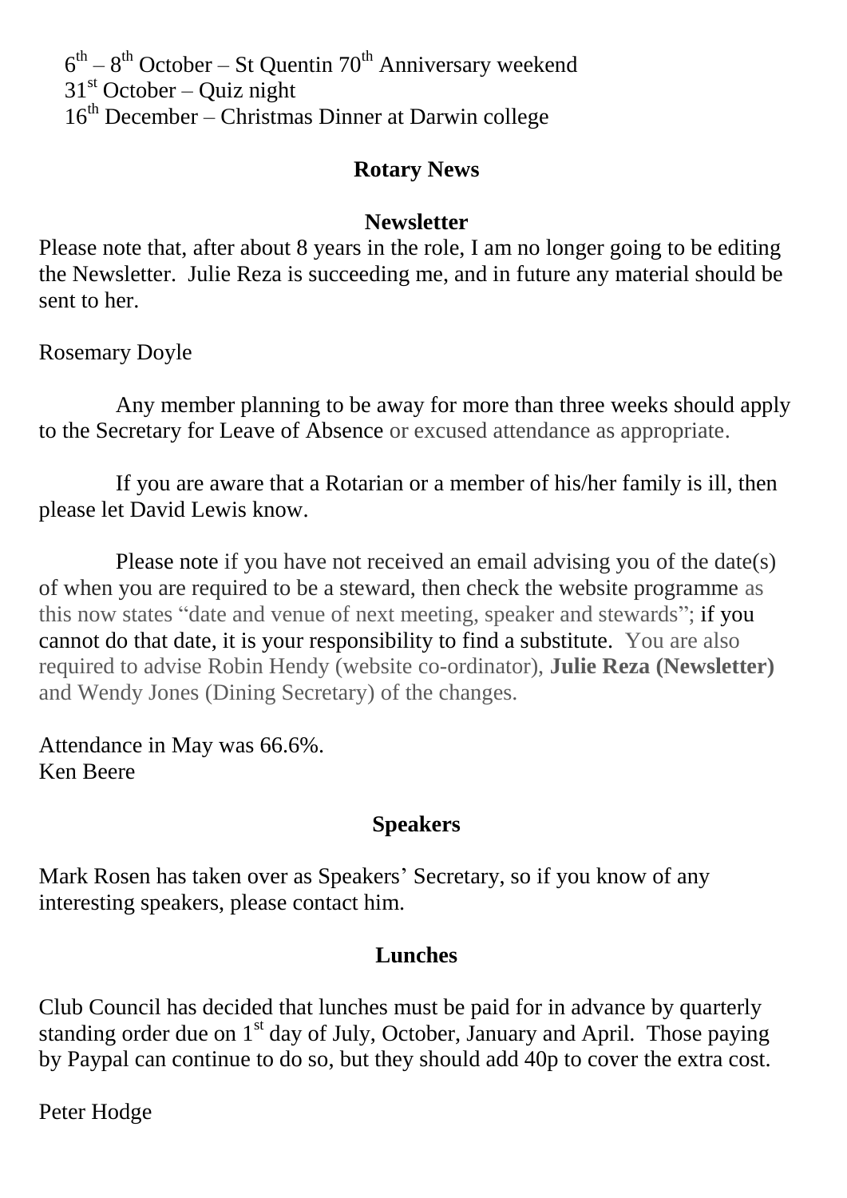6th – 8th October – St Quentin 70th Anniversary weekend
31st October – Quiz night
16th December – Christmas Dinner at Darwin college

## Rotary News

### Newsletter

Please note that, after about 8 years in the role, I am no longer going to be editing the Newsletter. Julie Reza is succeeding me, and in future any material should be sent to her.

Rosemary Doyle

Any member planning to be away for more than three weeks should apply to the Secretary for Leave of Absence or excused attendance as appropriate.

If you are aware that a Rotarian or a member of his/her family is ill, then please let David Lewis know.

Please note if you have not received an email advising you of the date(s) of when you are required to be a steward, then check the website programme as this now states "date and venue of next meeting, speaker and stewards"; if you cannot do that date, it is your responsibility to find a substitute. You are also required to advise Robin Hendy (website co-ordinator), **Julie Reza (Newsletter)** and Wendy Jones (Dining Secretary) of the changes.

Attendance in May was 66.6%.
Ken Beere

### Speakers

Mark Rosen has taken over as Speakers' Secretary, so if you know of any interesting speakers, please contact him.

### Lunches

Club Council has decided that lunches must be paid for in advance by quarterly standing order due on 1st day of July, October, January and April. Those paying by Paypal can continue to do so, but they should add 40p to cover the extra cost.

Peter Hodge